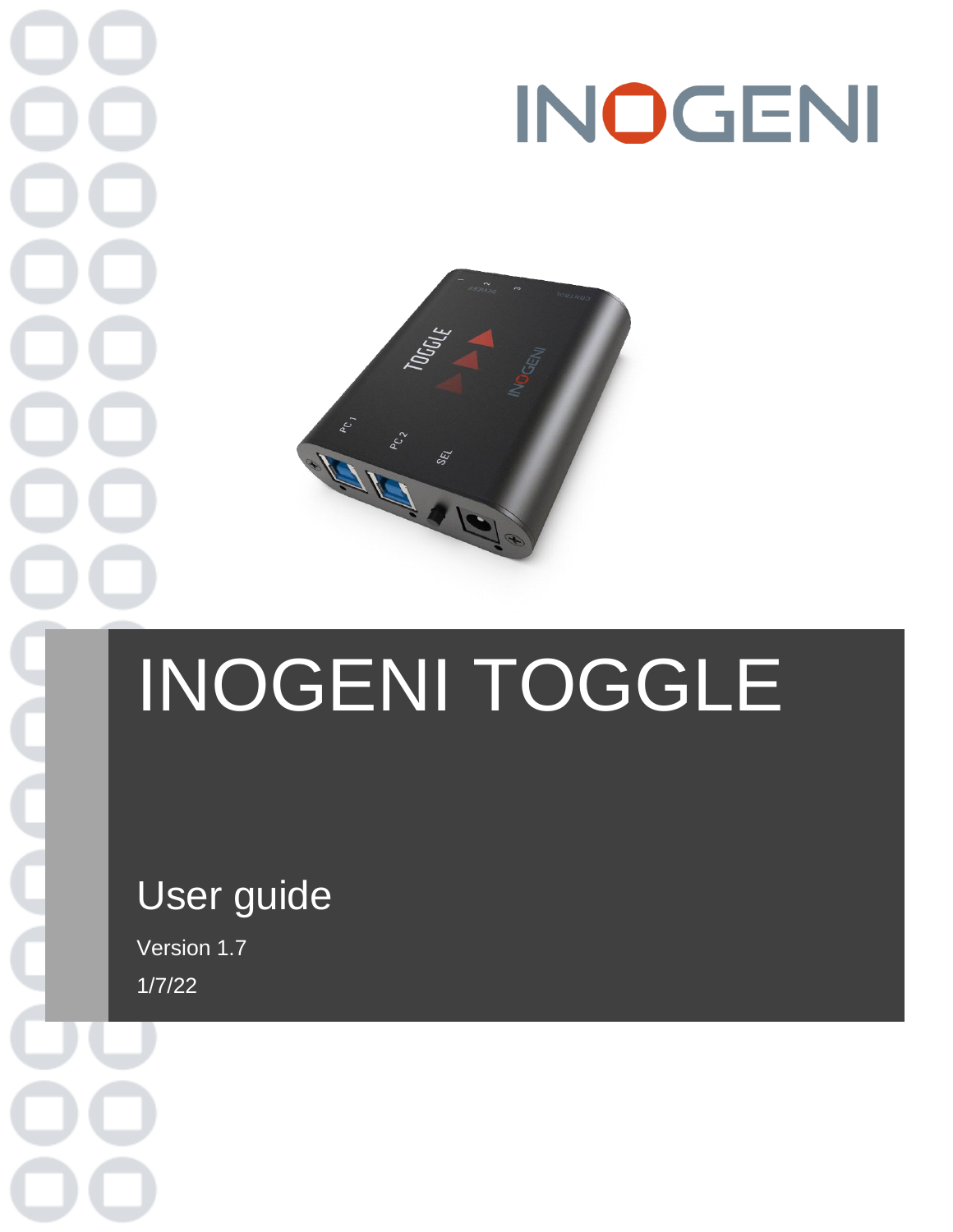INOGENI

# INOGENI TOGGLE

## User guide

Version 1.7

1/7/22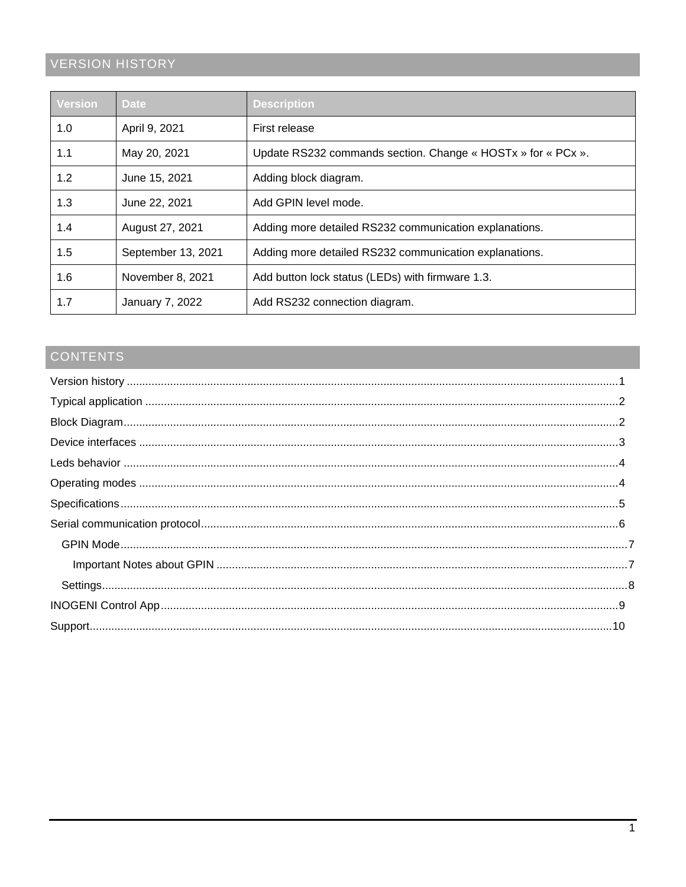## VERSION HISTORY

| Version | Date | Description |
|---|---|---|
| 1.0 | April 9, 2021 | First release |
| 1.1 | May 20, 2021 | Update RS232 commands section. Change « HOSTx » for « PCx ». |
| 1.2 | June 15, 2021 | Adding block diagram. |
| 1.3 | June 22, 2021 | Add GPIN level mode. |
| 1.4 | August 27, 2021 | Adding more detailed RS232 communication explanations. |
| 1.5 | September 13, 2021 | Adding more detailed RS232 communication explanations. |
| 1.6 | November 8, 2021 | Add button lock status (LEDs) with firmware 1.3. |
| 1.7 | January 7, 2022 | Add RS232 connection diagram. |

## CONTENTS

Version history ........................................................ 1

Typical application ........................................................ 2

Block Diagram ........................................................ 2

Device interfaces ........................................................ 3

Leds behavior ........................................................ 4

Operating modes ........................................................ 4

Specifications ........................................................ 5

Serial communication protocol ........................................................ 6

- GPIN Mode ........................................................ 7
  - Important Notes about GPIN ........................................................ 7
- Settings ........................................................ 8

INOGENI Control App ........................................................ 9

Support ........................................................ 10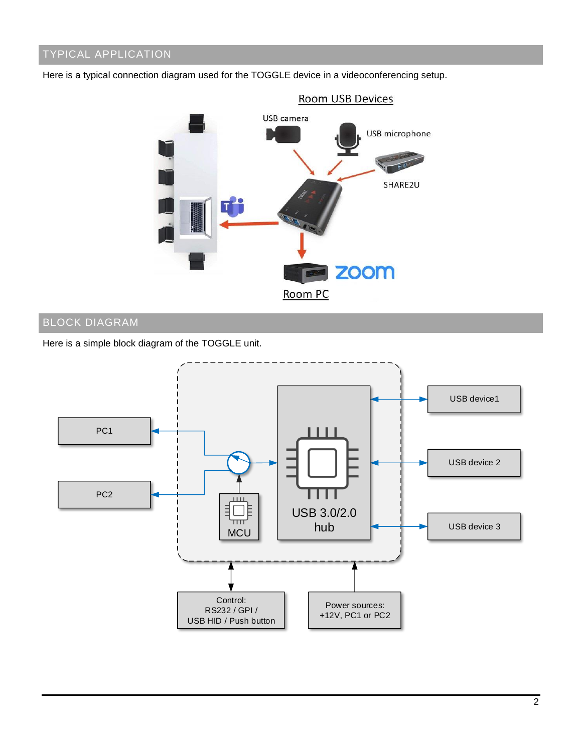## TYPICAL APPLICATION

Here is a typical connection diagram used for the TOGGLE device in a videoconferencing setup.

## BLOCK DIAGRAM

Here is a simple block diagram of the TOGGLE unit.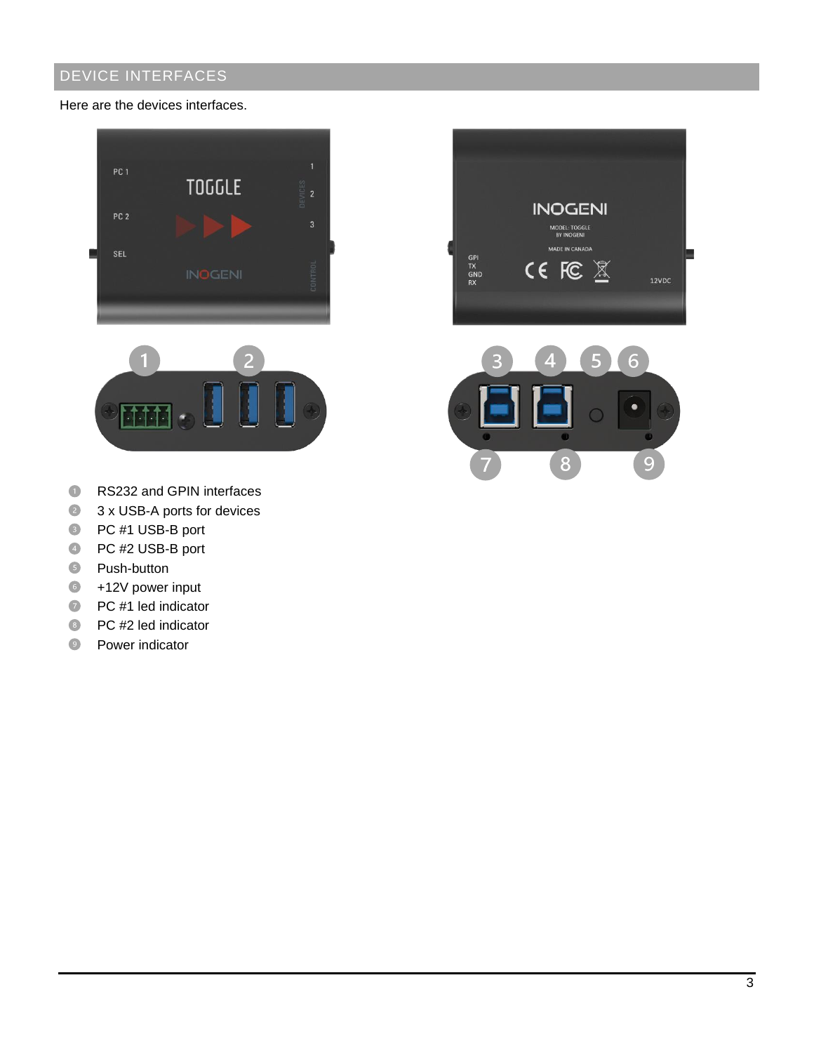## DEVICE INTERFACES

Here are the devices interfaces.

1. RS232 and GPIN interfaces
2. 3 x USB-A ports for devices
3. PC #1 USB-B port
4. PC #2 USB-B port
5. Push-button
6. +12V power input
7. PC #1 led indicator
8. PC #2 led indicator
9. Power indicator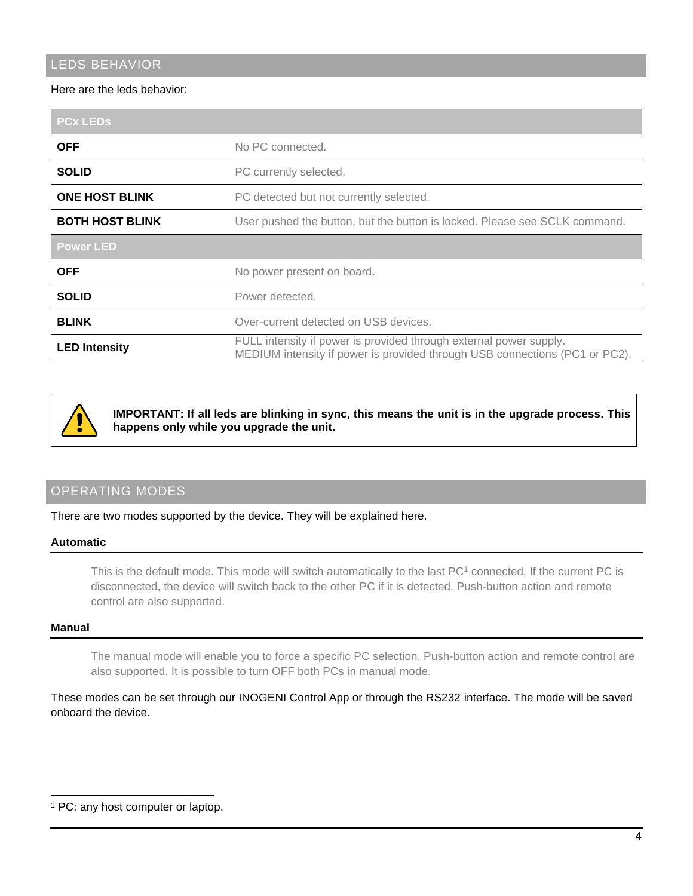## LEDS BEHAVIOR

Here are the leds behavior:

| PCx LEDs | |
|---|---|
| **OFF** | No PC connected. |
| **SOLID** | PC currently selected. |
| **ONE HOST BLINK** | PC detected but not currently selected. |
| **BOTH HOST BLINK** | User pushed the button, but the button is locked. Please see SCLK command. |
| **Power LED** | |
| **OFF** | No power present on board. |
| **SOLID** | Power detected. |
| **BLINK** | Over-current detected on USB devices. |
| **LED Intensity** | FULL intensity if power is provided through external power supply.<br>MEDIUM intensity if power is provided through USB connections (PC1 or PC2). |

**IMPORTANT: If all leds are blinking in sync, this means the unit is in the upgrade process. This happens only while you upgrade the unit.**

## OPERATING MODES

There are two modes supported by the device. They will be explained here.

### Automatic

This is the default mode. This mode will switch automatically to the last PC[1] connected. If the current PC is disconnected, the device will switch back to the other PC if it is detected. Push-button action and remote control are also supported.

### Manual

The manual mode will enable you to force a specific PC selection. Push-button action and remote control are also supported. It is possible to turn OFF both PCs in manual mode.

These modes can be set through our INOGENI Control App or through the RS232 interface. The mode will be saved onboard the device.

[1] PC: any host computer or laptop.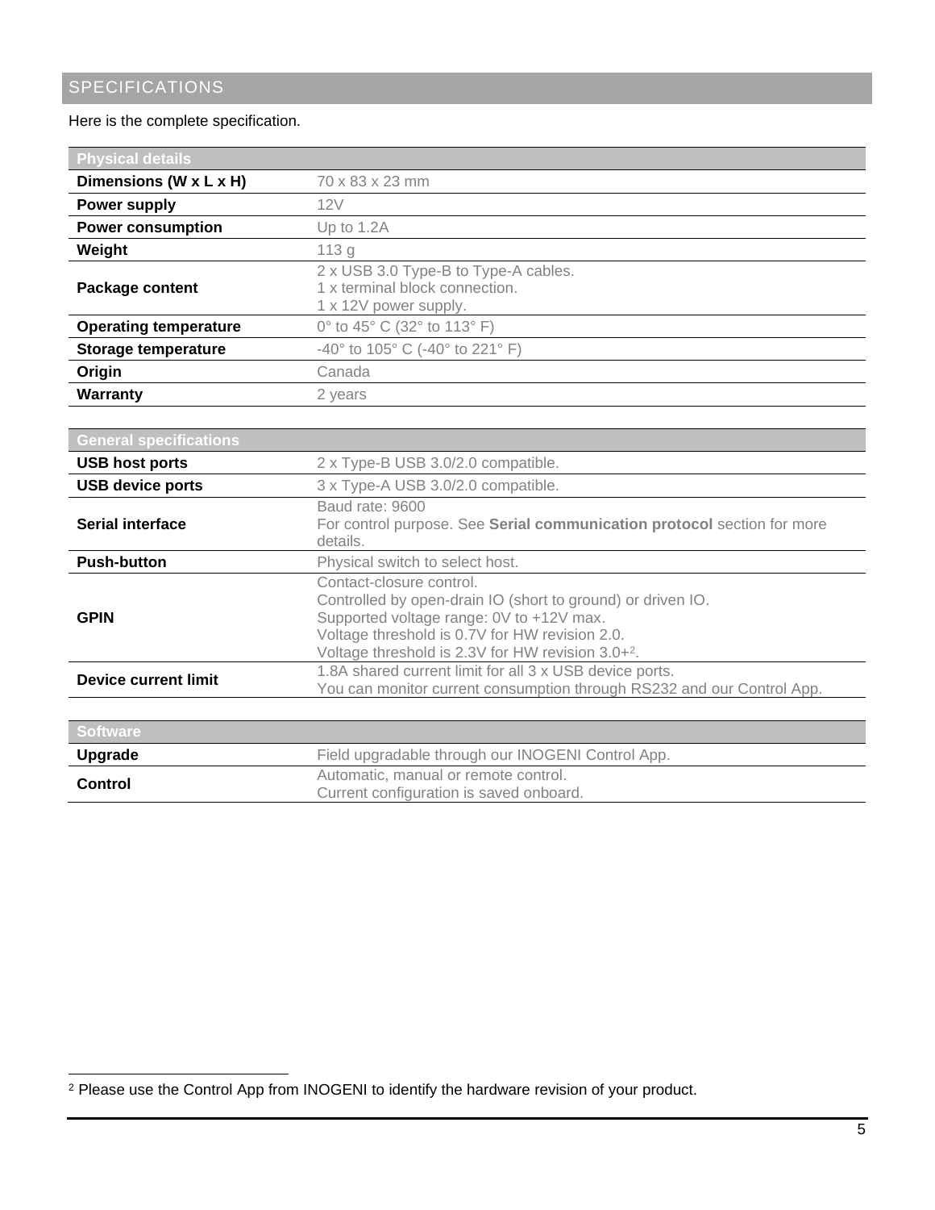## SPECIFICATIONS

Here is the complete specification.

| Physical details | |
|---|---|
| **Dimensions (W x L x H)** | 70 x 83 x 23 mm |
| **Power supply** | 12V |
| **Power consumption** | Up to 1.2A |
| **Weight** | 113 g |
| **Package content** | 2 x USB 3.0 Type-B to Type-A cables.<br>1 x terminal block connection.<br>1 x 12V power supply. |
| **Operating temperature** | 0° to 45° C (32° to 113° F) |
| **Storage temperature** | -40° to 105° C (-40° to 221° F) |
| **Origin** | Canada |
| **Warranty** | 2 years |

| General specifications | |
|---|---|
| **USB host ports** | 2 x Type-B USB 3.0/2.0 compatible. |
| **USB device ports** | 3 x Type-A USB 3.0/2.0 compatible. |
| **Serial interface** | Baud rate: 9600<br>For control purpose. See **Serial communication protocol** section for more details. |
| **Push-button** | Physical switch to select host. |
| **GPIN** | Contact-closure control.<br>Controlled by open-drain IO (short to ground) or driven IO.<br>Supported voltage range: 0V to +12V max.<br>Voltage threshold is 0.7V for HW revision 2.0.<br>Voltage threshold is 2.3V for HW revision 3.0+[2]. |
| **Device current limit** | 1.8A shared current limit for all 3 x USB device ports.<br>You can monitor current consumption through RS232 and our Control App. |

| Software | |
|---|---|
| **Upgrade** | Field upgradable through our INOGENI Control App. |
| **Control** | Automatic, manual or remote control.<br>Current configuration is saved onboard. |

[2] Please use the Control App from INOGENI to identify the hardware revision of your product.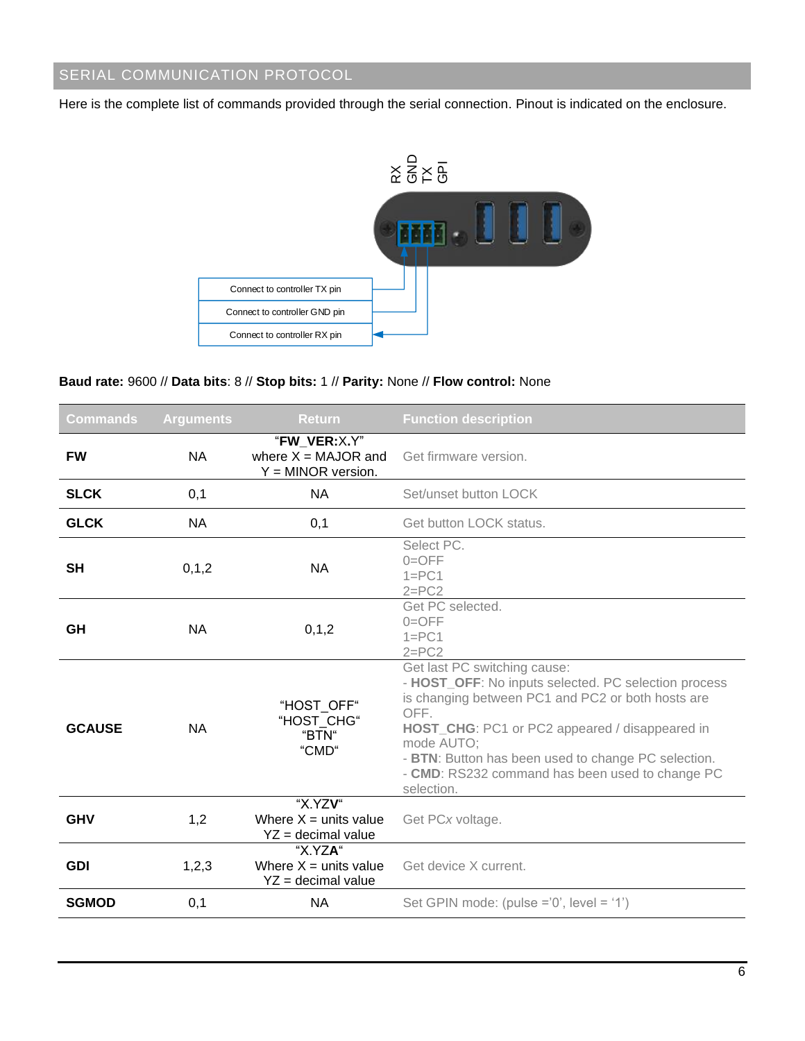## SERIAL COMMUNICATION PROTOCOL

Here is the complete list of commands provided through the serial connection. Pinout is indicated on the enclosure.

RX GND TX GPI

Connect to controller TX pin

Connect to controller GND pin

Connect to controller RX pin

**Baud rate:** 9600 // **Data bits**: 8 // **Stop bits:** 1 // **Parity:** None // **Flow control:** None

| Commands | Arguments | Return | Function description |
|---|---|---|---|
| **FW** | NA | "**FW_VER:**X.Y" where X = MAJOR and Y = MINOR version. | Get firmware version. |
| **SLCK** | 0,1 | NA | Set/unset button LOCK |
| **GLCK** | NA | 0,1 | Get button LOCK status. |
| **SH** | 0,1,2 | NA | Select PC.<br>0=OFF<br>1=PC1<br>2=PC2 |
| **GH** | NA | 0,1,2 | Get PC selected.<br>0=OFF<br>1=PC1<br>2=PC2 |
| **GCAUSE** | NA | "HOST_OFF"<br>"HOST_CHG"<br>"BTN"<br>"CMD" | Get last PC switching cause:<br>- **HOST_OFF**: No inputs selected. PC selection process is changing between PC1 and PC2 or both hosts are OFF.<br>**HOST_CHG**: PC1 or PC2 appeared / disappeared in mode AUTO;<br>- **BTN**: Button has been used to change PC selection.<br>- **CMD**: RS232 command has been used to change PC selection. |
| **GHV** | 1,2 | "X.YZ**V**"<br>Where X = units value<br>YZ = decimal value | Get PC*x* voltage. |
| **GDI** | 1,2,3 | "X.YZ**A**"<br>Where X = units value<br>YZ = decimal value | Get device X current. |
| **SGMOD** | 0,1 | NA | Set GPIN mode: (pulse ='0', level = '1') |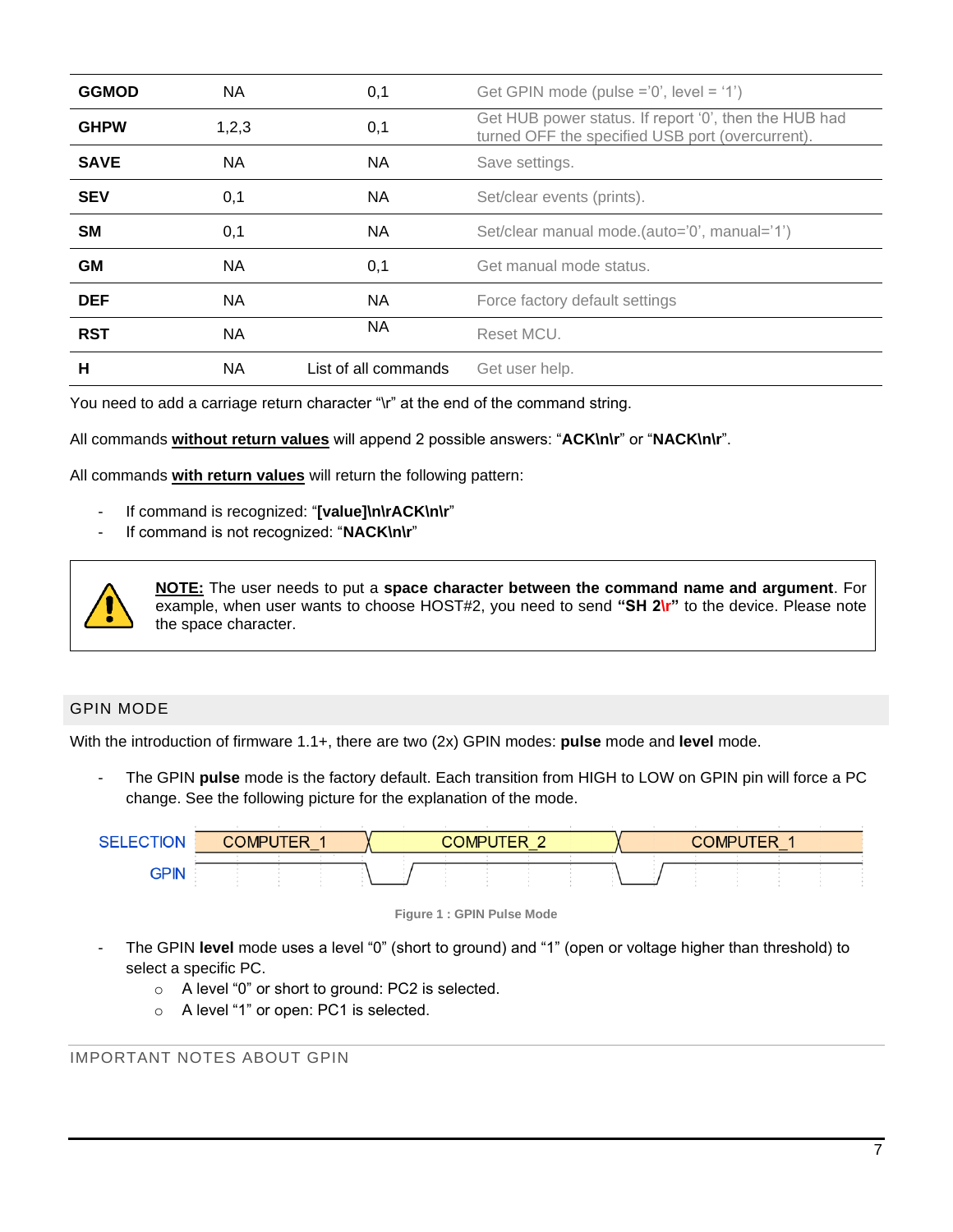| GGMOD | NA | 0,1 | Get GPIN mode (pulse ='0', level = '1') |
|---|---|---|---|
| GHPW | 1,2,3 | 0,1 | Get HUB power status. If report '0', then the HUB had turned OFF the specified USB port (overcurrent). |
| SAVE | NA | NA | Save settings. |
| SEV | 0,1 | NA | Set/clear events (prints). |
| SM | 0,1 | NA | Set/clear manual mode.(auto='0', manual='1') |
| GM | NA | 0,1 | Get manual mode status. |
| DEF | NA | NA | Force factory default settings |
| RST | NA | NA | Reset MCU. |
| H | NA | List of all commands | Get user help. |

You need to add a carriage return character "\r" at the end of the command string.

All commands **without return values** will append 2 possible answers: "**ACK\n\r**" or "**NACK\n\r**".

All commands **with return values** will return the following pattern:

- If command is recognized: "**[value]\n\rACK\n\r**"
- If command is not recognized: "**NACK\n\r**"

**NOTE:** The user needs to put a **space character between the command name and argument**. For example, when user wants to choose HOST#2, you need to send **"SH 2\r"** to the device. Please note the space character.

## GPIN MODE

With the introduction of firmware 1.1+, there are two (2x) GPIN modes: **pulse** mode and **level** mode.

- The GPIN **pulse** mode is the factory default. Each transition from HIGH to LOW on GPIN pin will force a PC change. See the following picture for the explanation of the mode.

SELECTION: COMPUTER_1 → COMPUTER_2 → COMPUTER_1

GPIN

Figure 1 : GPIN Pulse Mode

- The GPIN **level** mode uses a level "0" (short to ground) and "1" (open or voltage higher than threshold) to select a specific PC.
  - A level "0" or short to ground: PC2 is selected.
  - A level "1" or open: PC1 is selected.

## IMPORTANT NOTES ABOUT GPIN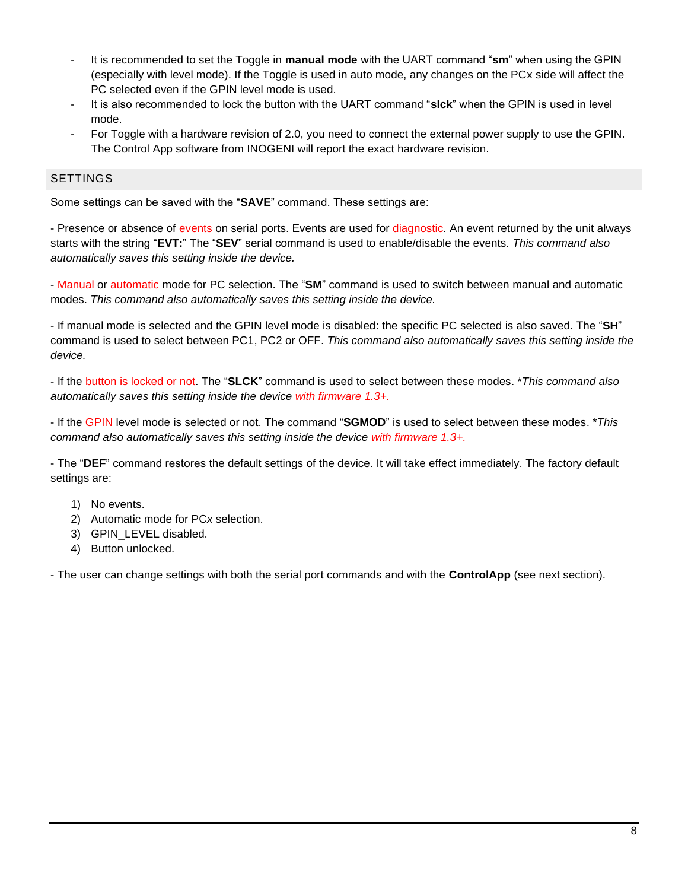- It is recommended to set the Toggle in **manual mode** with the UART command “**sm**” when using the GPIN (especially with level mode). If the Toggle is used in auto mode, any changes on the PCx side will affect the PC selected even if the GPIN level mode is used.
- It is also recommended to lock the button with the UART command “**slck**” when the GPIN is used in level mode.
- For Toggle with a hardware revision of 2.0, you need to connect the external power supply to use the GPIN. The Control App software from INOGENI will report the exact hardware revision.

## SETTINGS

Some settings can be saved with the “**SAVE**” command. These settings are:

- Presence or absence of events on serial ports. Events are used for diagnostic. An event returned by the unit always starts with the string “**EVT:**” The “**SEV**” serial command is used to enable/disable the events. *This command also automatically saves this setting inside the device.*

- Manual or automatic mode for PC selection. The “**SM**” command is used to switch between manual and automatic modes. *This command also automatically saves this setting inside the device.*

- If manual mode is selected and the GPIN level mode is disabled: the specific PC selected is also saved. The “**SH**” command is used to select between PC1, PC2 or OFF. *This command also automatically saves this setting inside the device.*

- If the button is locked or not. The “**SLCK**” command is used to select between these modes. \**This command also automatically saves this setting inside the device with firmware 1.3+.*

- If the GPIN level mode is selected or not. The command “**SGMOD**” is used to select between these modes. \**This command also automatically saves this setting inside the device with firmware 1.3+.*

- The “**DEF**” command restores the default settings of the device. It will take effect immediately. The factory default settings are:

1) No events.
2) Automatic mode for PC*x* selection.
3) GPIN_LEVEL disabled.
4) Button unlocked.

- The user can change settings with both the serial port commands and with the **ControlApp** (see next section).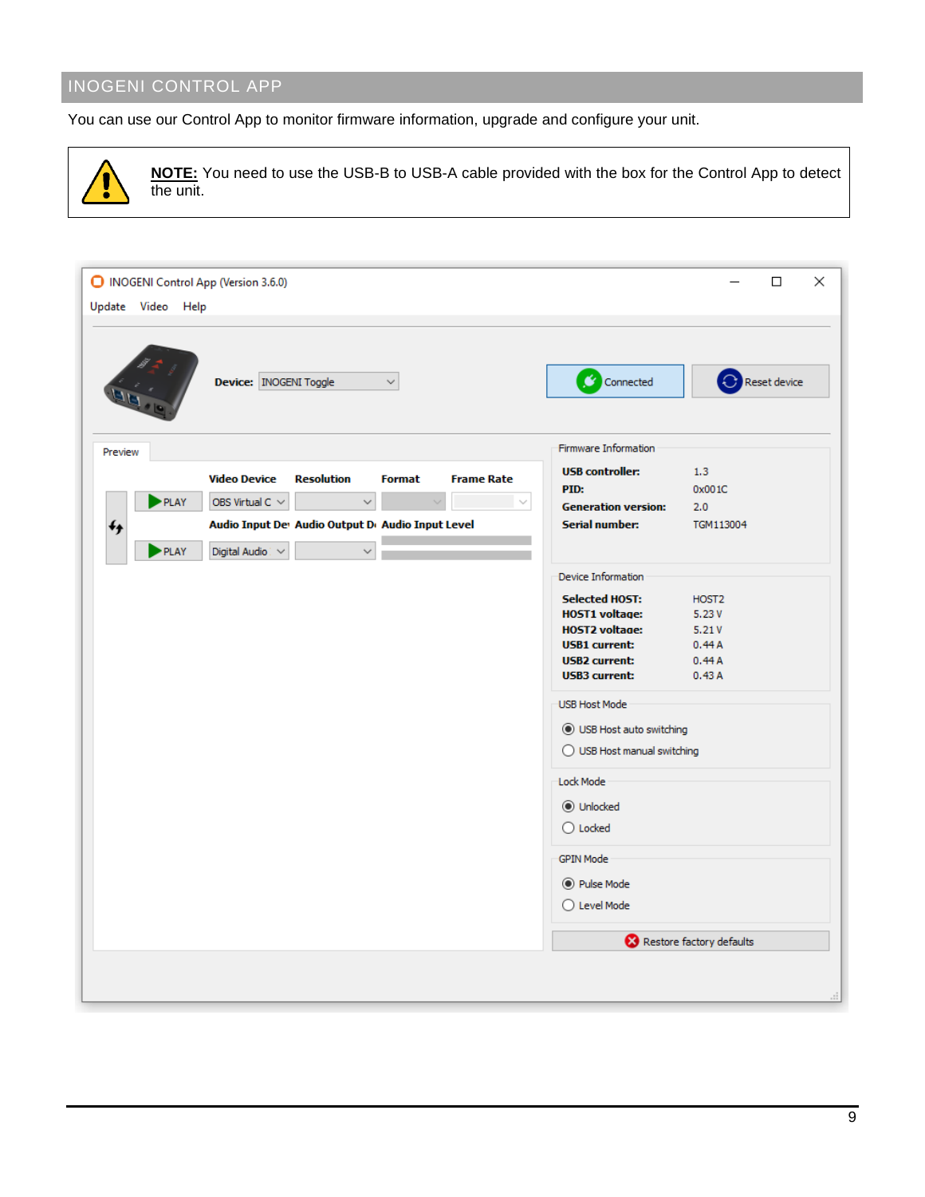## INOGENI CONTROL APP

You can use our Control App to monitor firmware information, upgrade and configure your unit.

**NOTE:** You need to use the USB-B to USB-A cable provided with the box for the Control App to detect the unit.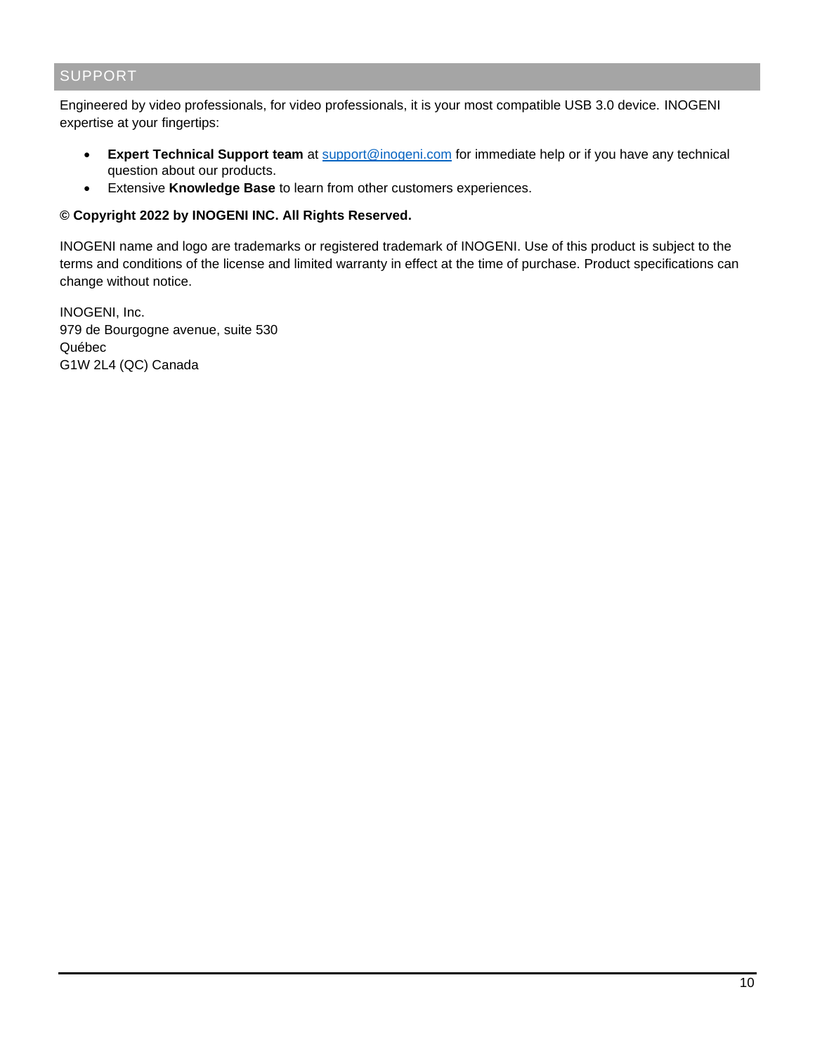## SUPPORT

Engineered by video professionals, for video professionals, it is your most compatible USB 3.0 device. INOGENI expertise at your fingertips:

- **Expert Technical Support team** at support@inogeni.com for immediate help or if you have any technical question about our products.
- Extensive **Knowledge Base** to learn from other customers experiences.

**© Copyright 2022 by INOGENI INC. All Rights Reserved.**

INOGENI name and logo are trademarks or registered trademark of INOGENI. Use of this product is subject to the terms and conditions of the license and limited warranty in effect at the time of purchase. Product specifications can change without notice.

INOGENI, Inc.
979 de Bourgogne avenue, suite 530
Québec
G1W 2L4 (QC) Canada